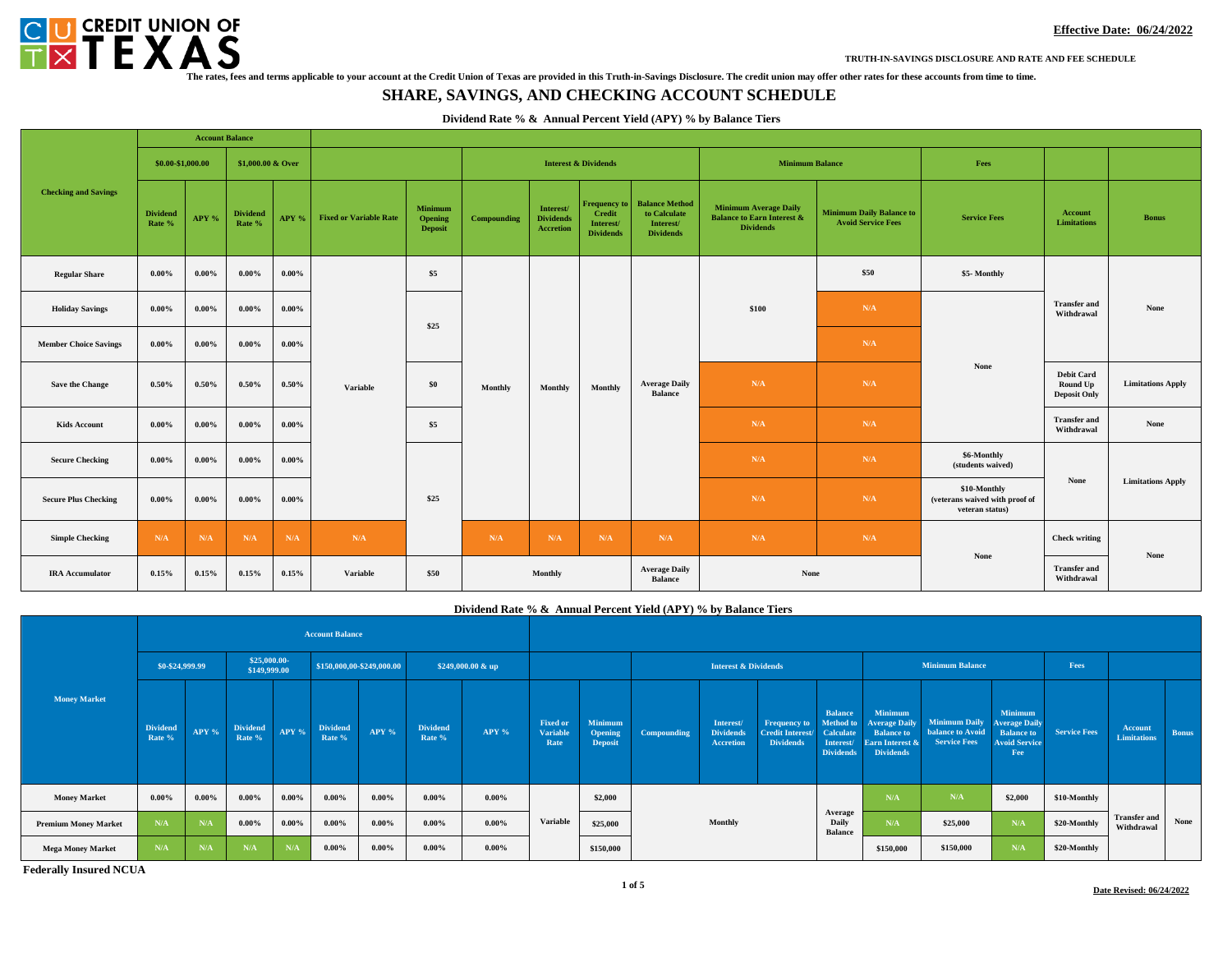CREDIT UNION OF TEXAS

**Effective Date: 06/24/2022**

TRUTH-IN-SAVINGS DISCLOSURE AND RATE AND FEE SCHEDULE

The rates, fees and terms applicable to your account at the Credit Union of Texas are provided in this Truth-in-Savings Disclosure. The credit union may offer other rates for these accounts from time to time.

# SHARE, SAVINGS, AND CHECKING ACCOUNT SCHEDULE

### Dividend Rate % & Annual Percent Yield (APY) % by Balance Tiers

| Checking and Savings | Account Balance | | | | | | Interest & Dividends | | | | Minimum Balance | | Fees | | |
|---|---|---|---|---|---|---|---|---|---|---|---|---|---|---|---|
| | $0.00-$1,000.00 | | $1,000.00 & Over | | | | | | | | | | | | |
| | Dividend Rate % | APY % | Dividend Rate % | APY % | Fixed or Variable Rate | Minimum Opening Deposit | Compounding | Interest/ Dividends Accretion | Frequency to Credit Interest/ Dividends | Balance Method to Calculate Interest/ Dividends | Minimum Average Daily Balance to Earn Interest & Dividends | Minimum Daily Balance to Avoid Service Fees | Service Fees | Account Limitations | Bonus |
| Regular Share | 0.00% | 0.00% | 0.00% | 0.00% | Variable | $5 | Monthly | Monthly | Monthly | Average Daily Balance | $100 | $50 | $5- Monthly | Transfer and Withdrawal | None |
| Holiday Savings | 0.00% | 0.00% | 0.00% | 0.00% | Variable | $25 | Monthly | Monthly | Monthly | Average Daily Balance | $100 | N/A | None | Transfer and Withdrawal | None |
| Member Choice Savings | 0.00% | 0.00% | 0.00% | 0.00% | Variable | $25 | Monthly | Monthly | Monthly | Average Daily Balance | $100 | N/A | None | Transfer and Withdrawal | None |
| Save the Change | 0.50% | 0.50% | 0.50% | 0.50% | Variable | $0 | Monthly | Monthly | Monthly | Average Daily Balance | N/A | N/A | None | Debit Card Round Up Deposit Only | Limitations Apply |
| Kids Account | 0.00% | 0.00% | 0.00% | 0.00% | Variable | $5 | Monthly | Monthly | Monthly | Average Daily Balance | N/A | N/A | None | Transfer and Withdrawal | None |
| Secure Checking | 0.00% | 0.00% | 0.00% | 0.00% | Variable | $25 | Monthly | Monthly | Monthly | Average Daily Balance | N/A | N/A | $6-Monthly (students waived) | None | Limitations Apply |
| Secure Plus Checking | 0.00% | 0.00% | 0.00% | 0.00% | Variable | $25 | Monthly | Monthly | Monthly | Average Daily Balance | N/A | N/A | $10-Monthly (veterans waived with proof of veteran status) | None | Limitations Apply |
| Simple Checking | N/A | N/A | N/A | N/A | N/A | $25 | N/A | N/A | N/A | N/A | N/A | N/A | None | Check writing | None |
| IRA Accumulator | 0.15% | 0.15% | 0.15% | 0.15% | Variable | $50 | Monthly | | | Average Daily Balance | None | | None | Transfer and Withdrawal | None |

### Dividend Rate % & Annual Percent Yield (APY) % by Balance Tiers

| Money Market | Account Balance | | | | | | | | | | Interest & Dividends | | | | Minimum Balance | | | Fees | | |
|---|---|---|---|---|---|---|---|---|---|---|---|---|---|---|---|---|---|---|---|---|
| | $0-$24,999.99 | | $25,000.00-$149,999.00 | | $150,000,00-$249,000.00 | | $249,000.00 & up | | | | | | | | | | | | | |
| | Dividend Rate % | APY % | Dividend Rate % | APY % | Dividend Rate % | APY % | Dividend Rate % | APY % | Fixed or Variable Rate | Minimum Opening Deposit | Compounding | Interest/ Dividends Accretion | Frequency to Credit Interest/ Dividends | Balance Method to Calculate Interest/ Dividends | Minimum Average Daily Balance to Earn Interest & Dividends | Minimum Daily balance to Avoid Service Fees | Minimum Average Daily Balance to Avoid Service Fee | Service Fees | Account Limitations | Bonus |
| Money Market | 0.00% | 0.00% | 0.00% | 0.00% | 0.00% | 0.00% | 0.00% | 0.00% | Variable | $2,000 | Monthly | | | Average Daily Balance | N/A | N/A | $2,000 | $10-Monthly | Transfer and Withdrawal | None |
| Premium Money Market | N/A | N/A | 0.00% | 0.00% | 0.00% | 0.00% | 0.00% | 0.00% | Variable | $25,000 | Monthly | | | Average Daily Balance | N/A | $25,000 | N/A | $20-Monthly | Transfer and Withdrawal | None |
| Mega Money Market | N/A | N/A | N/A | N/A | 0.00% | 0.00% | 0.00% | 0.00% | Variable | $150,000 | Monthly | | | Average Daily Balance | $150,000 | $150,000 | N/A | $20-Monthly | Transfer and Withdrawal | None |

**Federally Insured NCUA**

**Date Revised: 06/24/2022**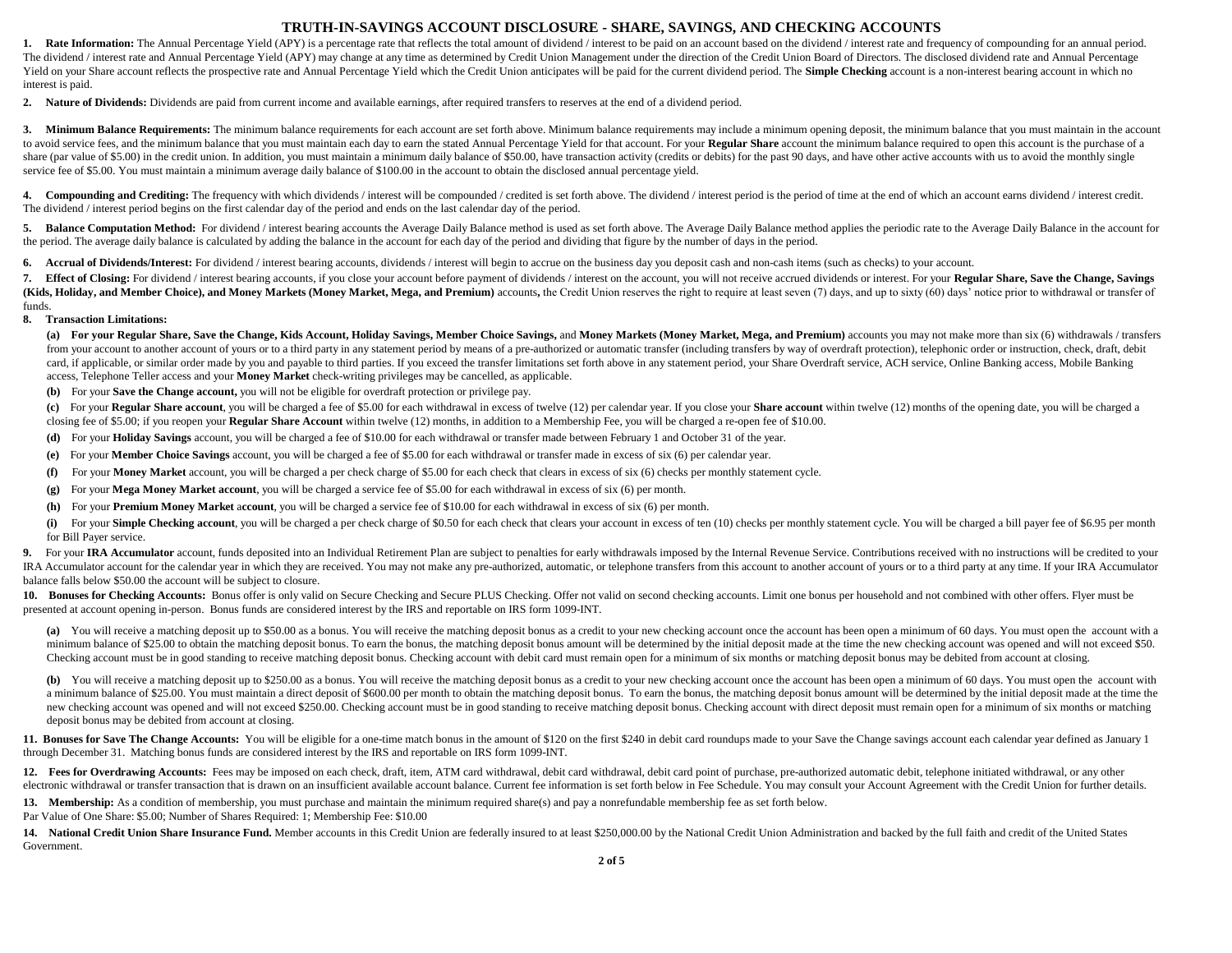# TRUTH-IN-SAVINGS ACCOUNT DISCLOSURE - SHARE, SAVINGS, AND CHECKING ACCOUNTS

**1. Rate Information:** The Annual Percentage Yield (APY) is a percentage rate that reflects the total amount of dividend / interest to be paid on an account based on the dividend / interest rate and frequency of compounding for an annual period. The dividend / interest rate and Annual Percentage Yield (APY) may change at any time as determined by Credit Union Management under the direction of the Credit Union Board of Directors. The disclosed dividend rate and Annual Percentage Yield on your Share account reflects the prospective rate and Annual Percentage Yield which the Credit Union anticipates will be paid for the current dividend period. The **Simple Checking** account is a non-interest bearing account in which no interest is paid.

**2. Nature of Dividends:** Dividends are paid from current income and available earnings, after required transfers to reserves at the end of a dividend period.

**3. Minimum Balance Requirements:** The minimum balance requirements for each account are set forth above. Minimum balance requirements may include a minimum opening deposit, the minimum balance that you must maintain in the account to avoid service fees, and the minimum balance that you must maintain each day to earn the stated Annual Percentage Yield for that account. For your **Regular Share** account the minimum balance required to open this account is the purchase of a share (par value of $5.00) in the credit union. In addition, you must maintain a minimum daily balance of $50.00, have transaction activity (credits or debits) for the past 90 days, and have other active accounts with us to avoid the monthly single service fee of $5.00. You must maintain a minimum average daily balance of $100.00 in the account to obtain the disclosed annual percentage yield.

**4. Compounding and Crediting:** The frequency with which dividends / interest will be compounded / credited is set forth above. The dividend / interest period is the period of time at the end of which an account earns dividend / interest credit. The dividend / interest period begins on the first calendar day of the period and ends on the last calendar day of the period.

**5. Balance Computation Method:** For dividend / interest bearing accounts the Average Daily Balance method is used as set forth above. The Average Daily Balance method applies the periodic rate to the Average Daily Balance in the account for the period. The average daily balance is calculated by adding the balance in the account for each day of the period and dividing that figure by the number of days in the period.

**6. Accrual of Dividends/Interest:** For dividend / interest bearing accounts, dividends / interest will begin to accrue on the business day you deposit cash and non-cash items (such as checks) to your account.

**7. Effect of Closing:** For dividend / interest bearing accounts, if you close your account before payment of dividends / interest on the account, you will not receive accrued dividends or interest. For your **Regular Share, Save the Change, Savings (Kids, Holiday, and Member Choice), and Money Markets (Money Market, Mega, and Premium)** accounts**,** the Credit Union reserves the right to require at least seven (7) days, and up to sixty (60) days' notice prior to withdrawal or transfer of funds.

**8. Transaction Limitations:**

**(a) For your Regular Share, Save the Change, Kids Account, Holiday Savings, Member Choice Savings,** and **Money Markets (Money Market, Mega, and Premium)** accounts you may not make more than six (6) withdrawals / transfers from your account to another account of yours or to a third party in any statement period by means of a pre-authorized or automatic transfer (including transfers by way of overdraft protection), telephonic order or instruction, check, draft, debit card, if applicable, or similar order made by you and payable to third parties. If you exceed the transfer limitations set forth above in any statement period, your Share Overdraft service, ACH service, Online Banking access, Mobile Banking access, Telephone Teller access and your **Money Market** check-writing privileges may be cancelled, as applicable.

**(b)** For your **Save the Change account,** you will not be eligible for overdraft protection or privilege pay.

**(c)** For your **Regular Share account**, you will be charged a fee of $5.00 for each withdrawal in excess of twelve (12) per calendar year. If you close your **Share account** within twelve (12) months of the opening date, you will be charged a closing fee of $5.00; if you reopen your **Regular Share Account** within twelve (12) months, in addition to a Membership Fee, you will be charged a re-open fee of $10.00.

**(d)** For your **Holiday Savings** account, you will be charged a fee of $10.00 for each withdrawal or transfer made between February 1 and October 31 of the year.

**(e)** For your **Member Choice Savings** account, you will be charged a fee of $5.00 for each withdrawal or transfer made in excess of six (6) per calendar year.

**(f)** For your **Money Market** account, you will be charged a per check charge of $5.00 for each check that clears in excess of six (6) checks per monthly statement cycle.

**(g)** For your **Mega Money Market account**, you will be charged a service fee of $5.00 for each withdrawal in excess of six (6) per month.

**(h)** For your **Premium Money Market account**, you will be charged a service fee of $10.00 for each withdrawal in excess of six (6) per month.

**(i)** For your **Simple Checking account**, you will be charged a per check charge of $0.50 for each check that clears your account in excess of ten (10) checks per monthly statement cycle. You will be charged a bill payer fee of $6.95 per month for Bill Payer service.

**9.** For your **IRA Accumulator** account, funds deposited into an Individual Retirement Plan are subject to penalties for early withdrawals imposed by the Internal Revenue Service. Contributions received with no instructions will be credited to your IRA Accumulator account for the calendar year in which they are received. You may not make any pre-authorized, automatic, or telephone transfers from this account to another account of yours or to a third party at any time. If your IRA Accumulator balance falls below $50.00 the account will be subject to closure.

**10. Bonuses for Checking Accounts:** Bonus offer is only valid on Secure Checking and Secure PLUS Checking. Offer not valid on second checking accounts. Limit one bonus per household and not combined with other offers. Flyer must be presented at account opening in-person. Bonus funds are considered interest by the IRS and reportable on IRS form 1099-INT.

**(a)** You will receive a matching deposit up to $50.00 as a bonus. You will receive the matching deposit bonus as a credit to your new checking account once the account has been open a minimum of 60 days. You must open the account with a minimum balance of $25.00 to obtain the matching deposit bonus. To earn the bonus, the matching deposit bonus amount will be determined by the initial deposit made at the time the new checking account was opened and will not exceed $50. Checking account must be in good standing to receive matching deposit bonus. Checking account with debit card must remain open for a minimum of six months or matching deposit bonus may be debited from account at closing.

**(b)** You will receive a matching deposit up to $250.00 as a bonus. You will receive the matching deposit bonus as a credit to your new checking account once the account has been open a minimum of 60 days. You must open the account with a minimum balance of $25.00. You must maintain a direct deposit of $600.00 per month to obtain the matching deposit bonus. To earn the bonus, the matching deposit bonus amount will be determined by the initial deposit made at the time the new checking account was opened and will not exceed $250.00. Checking account must be in good standing to receive matching deposit bonus. Checking account with direct deposit must remain open for a minimum of six months or matching deposit bonus may be debited from account at closing.

**11. Bonuses for Save The Change Accounts:** You will be eligible for a one-time match bonus in the amount of $120 on the first $240 in debit card roundups made to your Save the Change savings account each calendar year defined as January 1 through December 31. Matching bonus funds are considered interest by the IRS and reportable on IRS form 1099-INT.

**12. Fees for Overdrawing Accounts:** Fees may be imposed on each check, draft, item, ATM card withdrawal, debit card withdrawal, debit card point of purchase, pre-authorized automatic debit, telephone initiated withdrawal, or any other electronic withdrawal or transfer transaction that is drawn on an insufficient available account balance. Current fee information is set forth below in Fee Schedule. You may consult your Account Agreement with the Credit Union for further details.

**13. Membership:** As a condition of membership, you must purchase and maintain the minimum required share(s) and pay a nonrefundable membership fee as set forth below.
Par Value of One Share: $5.00; Number of Shares Required: 1; Membership Fee: $10.00

**14. National Credit Union Share Insurance Fund.** Member accounts in this Credit Union are federally insured to at least $250,000.00 by the National Credit Union Administration and backed by the full faith and credit of the United States Government.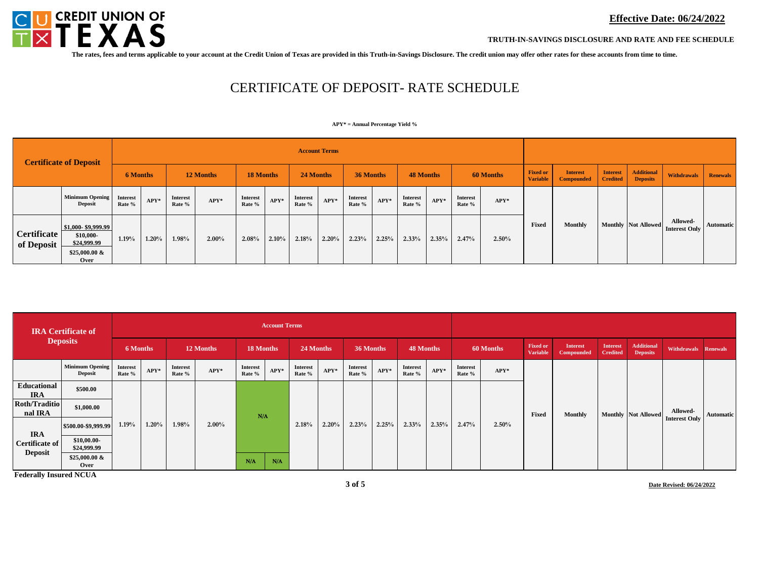**CREDIT UNION OF TEXAS**

**Effective Date: 06/24/2022**

**TRUTH-IN-SAVINGS DISCLOSURE AND RATE AND FEE SCHEDULE**

**The rates, fees and terms applicable to your account at the Credit Union of Texas are provided in this Truth-in-Savings Disclosure. The credit union may offer other rates for these accounts from time to time.**

# CERTIFICATE OF DEPOSIT- RATE SCHEDULE

**APY* = Annual Percentage Yield %**

| Certificate of Deposit | | Account Terms | | | | | | | | | | | | | | | | | | | | |
|---|---|---|---|---|---|---|---|---|---|---|---|---|---|---|---|---|---|---|---|---|---|---|
| | | 6 Months | | 12 Months | | 18 Months | | 24 Months | | 36 Months | | 48 Months | | 60 Months | | Fixed or Variable | Interest Compounded | Interest Credited | Additional Deposits | Withdrawals | Renewals |
| | Minimum Opening Deposit | Interest Rate % | APY* | Interest Rate % | APY* | Interest Rate % | APY* | Interest Rate % | APY* | Interest Rate % | APY* | Interest Rate % | APY* | Interest Rate % | APY* | | | | | | |
| Certificate of Deposit | $1,000- $9,999.99 | 1.19% | 1.20% | 1.98% | 2.00% | 2.08% | 2.10% | 2.18% | 2.20% | 2.23% | 2.25% | 2.33% | 2.35% | 2.47% | 2.50% | Fixed | Monthly | Monthly | Not Allowed | Allowed- Interest Only | Automatic |
| | $10,000- $24,999.99 | | | | | | | | | | | | | | | | | | | | |
| | $25,000.00 & Over | | | | | | | | | | | | | | | | | | | | |

| IRA Certificate of Deposits | | Account Terms | | | | | | | | | | | | | | | | | | | |
|---|---|---|---|---|---|---|---|---|---|---|---|---|---|---|---|---|---|---|---|---|---|
| | | 6 Months | | 12 Months | | 18 Months | | 24 Months | | 36 Months | | 48 Months | | 60 Months | | Fixed or Variable | Interest Compounded | Interest Credited | Additional Deposits | Withdrawals | Renewals |
| | Minimum Opening Deposit | Interest Rate % | APY* | Interest Rate % | APY* | Interest Rate % | APY* | Interest Rate % | APY* | Interest Rate % | APY* | Interest Rate % | APY* | Interest Rate % | APY* | | | | | | |
| Educational IRA | $500.00 | 1.19% | 1.20% | 1.98% | 2.00% | N/A | | 2.18% | 2.20% | 2.23% | 2.25% | 2.33% | 2.35% | 2.47% | 2.50% | Fixed | Monthly | Monthly | Not Allowed | Allowed- Interest Only | Automatic |
| Roth/Traditional IRA | $1,000.00 | | | | | | | | | | | | | | | | | | | | |
| IRA Certificate of Deposit | $500.00-$9,999.99 | | | | | | | | | | | | | | | | | | | | |
| | $10,00.00- $24,999.99 | | | | | | | | | | | | | | | | | | | | |
| | $25,000.00 & Over | | | | | N/A | N/A | | | | | | | | | | | | | | |

**Federally Insured NCUA**

**Date Revised: 06/24/2022**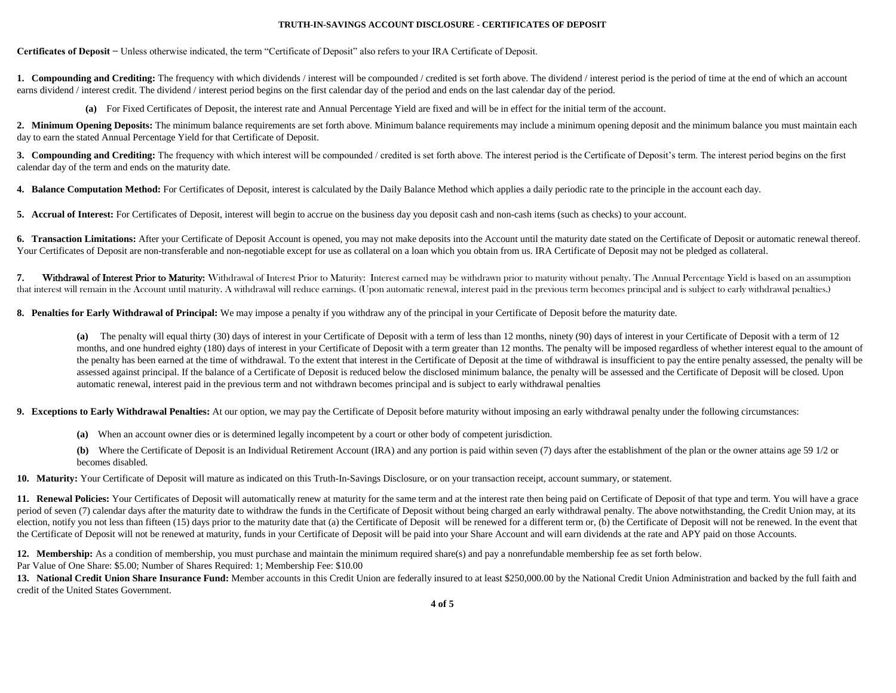# TRUTH-IN-SAVINGS ACCOUNT DISCLOSURE - CERTIFICATES OF DEPOSIT

**Certificates of Deposit** – Unless otherwise indicated, the term "Certificate of Deposit" also refers to your IRA Certificate of Deposit.

**1. Compounding and Crediting:** The frequency with which dividends / interest will be compounded / credited is set forth above. The dividend / interest period is the period of time at the end of which an account earns dividend / interest credit. The dividend / interest period begins on the first calendar day of the period and ends on the last calendar day of the period.

> **(a)** For Fixed Certificates of Deposit, the interest rate and Annual Percentage Yield are fixed and will be in effect for the initial term of the account.

**2. Minimum Opening Deposits:** The minimum balance requirements are set forth above. Minimum balance requirements may include a minimum opening deposit and the minimum balance you must maintain each day to earn the stated Annual Percentage Yield for that Certificate of Deposit.

**3. Compounding and Crediting:** The frequency with which interest will be compounded / credited is set forth above. The interest period is the Certificate of Deposit's term. The interest period begins on the first calendar day of the term and ends on the maturity date.

**4. Balance Computation Method:** For Certificates of Deposit, interest is calculated by the Daily Balance Method which applies a daily periodic rate to the principle in the account each day.

**5. Accrual of Interest:** For Certificates of Deposit, interest will begin to accrue on the business day you deposit cash and non-cash items (such as checks) to your account.

**6. Transaction Limitations:** After your Certificate of Deposit Account is opened, you may not make deposits into the Account until the maturity date stated on the Certificate of Deposit or automatic renewal thereof. Your Certificates of Deposit are non-transferable and non-negotiable except for use as collateral on a loan which you obtain from us. IRA Certificate of Deposit may not be pledged as collateral.

**7. Withdrawal of Interest Prior to Maturity:** Withdrawal of Interest Prior to Maturity: Interest earned may be withdrawn prior to maturity without penalty. The Annual Percentage Yield is based on an assumption that interest will remain in the Account until maturity. A withdrawal will reduce earnings. (Upon automatic renewal, interest paid in the previous term becomes principal and is subject to early withdrawal penalties.)

**8. Penalties for Early Withdrawal of Principal:** We may impose a penalty if you withdraw any of the principal in your Certificate of Deposit before the maturity date.

> **(a)** The penalty will equal thirty (30) days of interest in your Certificate of Deposit with a term of less than 12 months, ninety (90) days of interest in your Certificate of Deposit with a term of 12 months, and one hundred eighty (180) days of interest in your Certificate of Deposit with a term greater than 12 months. The penalty will be imposed regardless of whether interest equal to the amount of the penalty has been earned at the time of withdrawal. To the extent that interest in the Certificate of Deposit at the time of withdrawal is insufficient to pay the entire penalty assessed, the penalty will be assessed against principal. If the balance of a Certificate of Deposit is reduced below the disclosed minimum balance, the penalty will be assessed and the Certificate of Deposit will be closed. Upon automatic renewal, interest paid in the previous term and not withdrawn becomes principal and is subject to early withdrawal penalties

**9. Exceptions to Early Withdrawal Penalties:** At our option, we may pay the Certificate of Deposit before maturity without imposing an early withdrawal penalty under the following circumstances:

> **(a)** When an account owner dies or is determined legally incompetent by a court or other body of competent jurisdiction.
>
> **(b)** Where the Certificate of Deposit is an Individual Retirement Account (IRA) and any portion is paid within seven (7) days after the establishment of the plan or the owner attains age 59 1/2 or becomes disabled.

**10. Maturity:** Your Certificate of Deposit will mature as indicated on this Truth-In-Savings Disclosure, or on your transaction receipt, account summary, or statement.

**11. Renewal Policies:** Your Certificates of Deposit will automatically renew at maturity for the same term and at the interest rate then being paid on Certificate of Deposit of that type and term. You will have a grace period of seven (7) calendar days after the maturity date to withdraw the funds in the Certificate of Deposit without being charged an early withdrawal penalty. The above notwithstanding, the Credit Union may, at its election, notify you not less than fifteen (15) days prior to the maturity date that (a) the Certificate of Deposit will be renewed for a different term or, (b) the Certificate of Deposit will not be renewed. In the event that the Certificate of Deposit will not be renewed at maturity, funds in your Certificate of Deposit will be paid into your Share Account and will earn dividends at the rate and APY paid on those Accounts.

**12. Membership:** As a condition of membership, you must purchase and maintain the minimum required share(s) and pay a nonrefundable membership fee as set forth below.
Par Value of One Share: $5.00; Number of Shares Required: 1; Membership Fee: $10.00

**13. National Credit Union Share Insurance Fund:** Member accounts in this Credit Union are federally insured to at least $250,000.00 by the National Credit Union Administration and backed by the full faith and credit of the United States Government.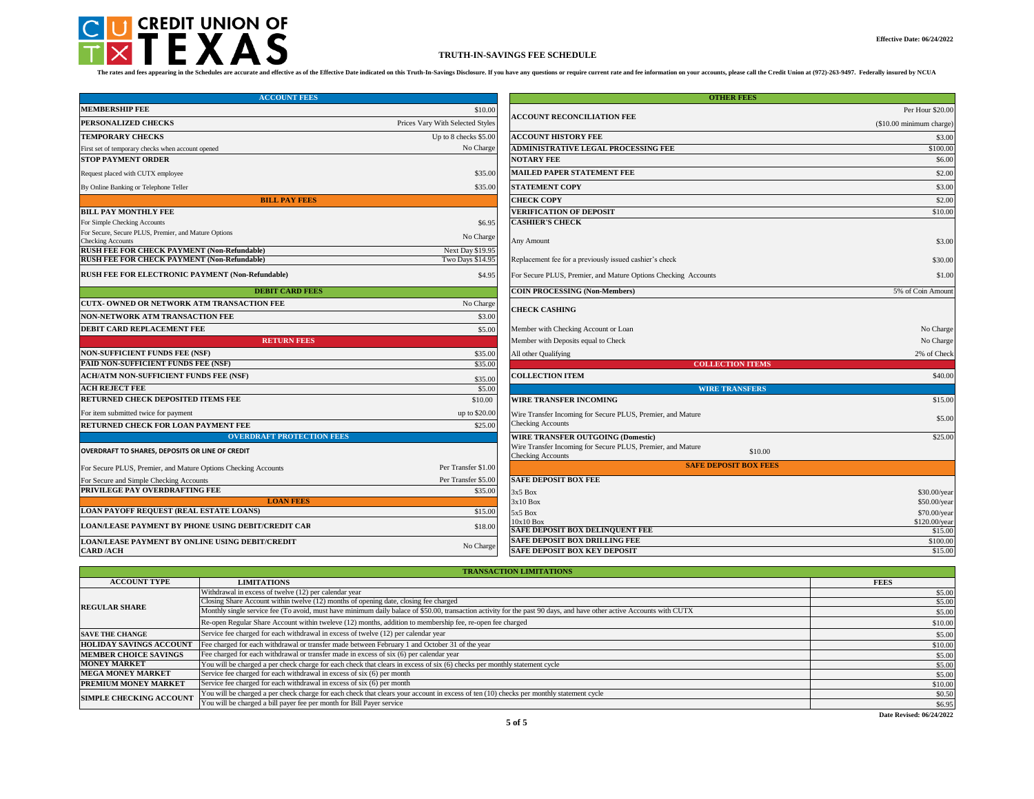# CREDIT UNION OF TEXAS

**Effective Date: 06/24/2022**

## TRUTH-IN-SAVINGS FEE SCHEDULE

**The rates and fees appearing in the Schedules are accurate and effective as of the Effective Date indicated on this Truth-In-Savings Disclosure. If you have any questions or require current rate and fee information on your accounts, please call the Credit Union at (972)-263-9497. Federally insured by NCUA**

| ACCOUNT FEES | |
|---|---|
| **MEMBERSHIP FEE** | $10.00 |
| **PERSONALIZED CHECKS** | Prices Vary With Selected Styles |
| **TEMPORARY CHECKS** | Up to 8 checks $5.00 |
| First set of temporary checks when account opened | No Charge |
| **STOP PAYMENT ORDER** | |
| Request placed with CUTX employee | $35.00 |
| By Online Banking or Telephone Teller | $35.00 |
| **BILL PAY FEES** | |
| **BILL PAY MONTHLY FEE** | |
| For Simple Checking Accounts | $6.95 |
| For Secure, Secure PLUS, Premier, and Mature Options Checking Accounts | No Charge |
| **RUSH FEE FOR CHECK PAYMENT (Non-Refundable)** | Next Day $19.95 |
| **RUSH FEE FOR CHECK PAYMENT (Non-Refundable)** | Two Days $14.95 |
| **RUSH FEE FOR ELECTRONIC PAYMENT (Non-Refundable)** | $4.95 |
| **DEBIT CARD FEES** | |
| **CUTX- OWNED OR NETWORK ATM TRANSACTION FEE** | No Charge |
| **NON-NETWORK ATM TRANSACTION FEE** | $3.00 |
| **DEBIT CARD REPLACEMENT FEE** | $5.00 |
| **RETURN FEES** | |
| **NON-SUFFICIENT FUNDS FEE (NSF)** | $35.00 |
| **PAID NON-SUFFICIENT FUNDS FEE (NSF)** | $35.00 |
| **ACH/ATM NON-SUFFICIENT FUNDS FEE (NSF)** | $35.00 |
| **ACH REJECT FEE** | $5.00 |
| **RETURNED CHECK DEPOSITED ITEMS FEE** | $10.00 |
| For item submitted twice for payment | up to $20.00 |
| **RETURNED CHECK FOR LOAN PAYMENT FEE** | $25.00 |
| **OVERDRAFT PROTECTION FEES** | |
| **OVERDRAFT TO SHARES, DEPOSITS OR LINE OF CREDIT** | |
| For Secure PLUS, Premier, and Mature Options Checking Accounts | Per Transfer $1.00 |
| For Secure and Simple Checking Accounts | Per Transfer $5.00 |
| **PRIVILEGE PAY OVERDRAFTING FEE** | $35.00 |
| **LOAN FEES** | |
| **LOAN PAYOFF REQUEST (REAL ESTATE LOANS)** | $15.00 |
| **LOAN/LEASE PAYMENT BY PHONE USING DEBIT/CREDIT CAR** | $18.00 |
| **LOAN/LEASE PAYMENT BY ONLINE USING DEBIT/CREDIT CARD /ACH** | No Charge |

| OTHER FEES | |
|---|---|
| **ACCOUNT RECONCILIATION FEE** | Per Hour $20.00 ($10.00 minimum charge) |
| **ACCOUNT HISTORY FEE** | $3.00 |
| **ADMINISTRATIVE LEGAL PROCESSING FEE** | $100.00 |
| **NOTARY FEE** | $6.00 |
| **MAILED PAPER STATEMENT FEE** | $2.00 |
| **STATEMENT COPY** | $3.00 |
| **CHECK COPY** | $2.00 |
| **VERIFICATION OF DEPOSIT** | $10.00 |
| **CASHIER'S CHECK** | |
| Any Amount | $3.00 |
| Replacement fee for a previously issued cashier's check | $30.00 |
| For Secure PLUS, Premier, and Mature Options Checking Accounts | $1.00 |
| **COIN PROCESSING (Non-Members)** | 5% of Coin Amount |
| **CHECK CASHING** | |
| Member with Checking Account or Loan | No Charge |
| Member with Deposits equal to Check | No Charge |
| All other Qualifying | 2% of Check |
| **COLLECTION ITEMS** | |
| **COLLECTION ITEM** | $40.00 |
| **WIRE TRANSFERS** | |
| **WIRE TRANSFER INCOMING** | $15.00 |
| Wire Transfer Incoming for Secure PLUS, Premier, and Mature Checking Accounts | $5.00 |
| **WIRE TRANSFER OUTGOING (Domestic)** | $25.00 |
| Wire Transfer Incoming for Secure PLUS, Premier, and Mature Checking Accounts | $10.00 |
| **SAFE DEPOSIT BOX FEES** | |
| **SAFE DEPOSIT BOX FEE** | |
| 3x5 Box | $30.00/year |
| 3x10 Box | $50.00/year |
| 5x5 Box | $70.00/year |
| 10x10 Box | $120.00/year |
| **SAFE DEPOSIT BOX DELINQUENT FEE** | $15.00 |
| **SAFE DEPOSIT BOX DRILLING FEE** | $100.00 |
| **SAFE DEPOSIT BOX KEY DEPOSIT** | $15.00 |

## TRANSACTION LIMITATIONS

| ACCOUNT TYPE | LIMITATIONS | FEES |
|---|---|---|
| **REGULAR SHARE** | Withdrawal in excess of twelve (12) per calendar year | $5.00 |
| | Closing Share Account within twelve (12) months of opening date, closing fee charged | $5.00 |
| | Monthly single service fee (To avoid, must have minimum daily balace of $50.00, transaction activity for the past 90 days, and have other active Accounts with CUTX | $5.00 |
| | Re-open Regular Share Account within tweleve (12) months, addition to membership fee, re-open fee charged | $10.00 |
| **SAVE THE CHANGE** | Service fee charged for each withdrawal in excess of twelve (12) per calendar year | $5.00 |
| **HOLIDAY SAVINGS ACCOUNT** | Fee charged for each withdrawal or transfer made between February 1 and October 31 of the year | $10.00 |
| **MEMBER CHOICE SAVINGS** | Fee charged for each withdrawal or transfer made in excess of six (6) per calendar year | $5.00 |
| **MONEY MARKET** | You will be charged a per check charge for each check that clears in excess of six (6) checks per monthly statement cycle | $5.00 |
| **MEGA MONEY MARKET** | Service fee charged for each withdrawal in excess of six (6) per month | $5.00 |
| **PREMIUM MONEY MARKET** | Service fee charged for each withdrawal in excess of six (6) per month | $10.00 |
| **SIMPLE CHECKING ACCOUNT** | You will be charged a per check charge for each check that clears your account in excess of ten (10) checks per monthly statement cycle | $0.50 |
| | You will be charged a bill payer fee per month for Bill Payer service | $6.95 |

**Date Revised: 06/24/2022**